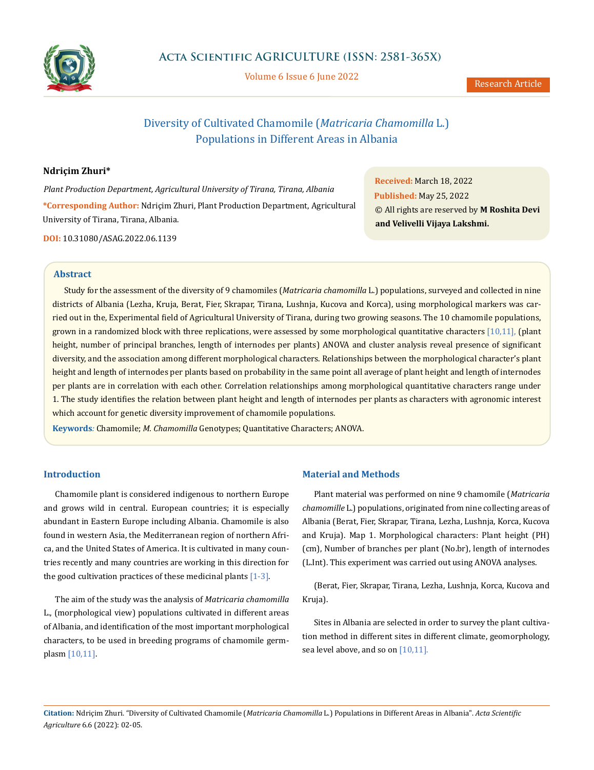Research Article

# Diversity of Cultivated Chamomile (*Matricaria Chamomilla* L.) Populations in Different Areas in Albania

**Ndriçim Zhuri***

*Plant Production Department, Agricultural University of Tirana, Tirana, Albania*

**\*Corresponding Author:** Ndriçim Zhuri, Plant Production Department, Agricultural University of Tirana, Tirana, Albania.

**DOI:** 10.31080/ASAG.2022.06.1139

**Received:** March 18, 2022
**Published:** May 25, 2022
© All rights are reserved by **M Roshita Devi and Velivelli Vijaya Lakshmi.**

## Abstract

Study for the assessment of the diversity of 9 chamomiles (*Matricaria chamomilla* L.) populations, surveyed and collected in nine districts of Albania (Lezha, Kruja, Berat, Fier, Skrapar, Tirana, Lushnja, Kucova and Korca), using morphological markers was carried out in the, Experimental field of Agricultural University of Tirana, during two growing seasons. The 10 chamomile populations, grown in a randomized block with three replications, were assessed by some morphological quantitative characters [10,11], (plant height, number of principal branches, length of internodes per plants) ANOVA and cluster analysis reveal presence of significant diversity, and the association among different morphological characters. Relationships between the morphological character's plant height and length of internodes per plants based on probability in the same point all average of plant height and length of internodes per plants are in correlation with each other. Correlation relationships among morphological quantitative characters range under 1. The study identifies the relation between plant height and length of internodes per plants as characters with agronomic interest which account for genetic diversity improvement of chamomile populations.

**Keywords***:* Chamomile; *M. Chamomilla* Genotypes; Quantitative Characters; ANOVA.

## Introduction

Chamomile plant is considered indigenous to northern Europe and grows wild in central. European countries; it is especially abundant in Eastern Europe including Albania. Chamomile is also found in western Asia, the Mediterranean region of northern Africa, and the United States of America. It is cultivated in many countries recently and many countries are working in this direction for the good cultivation practices of these medicinal plants [1-3].

The aim of the study was the analysis of *Matricaria chamomilla* L., (morphological view) populations cultivated in different areas of Albania, and identification of the most important morphological characters, to be used in breeding programs of chamomile germplasm [10,11].

## Material and Methods

Plant material was performed on nine 9 chamomile (*Matricaria chamomille* L.) populations, originated from nine collecting areas of Albania (Berat, Fier, Skrapar, Tirana, Lezha, Lushnja, Korca, Kucova and Kruja). Map 1. Morphological characters: Plant height (PH) (cm), Number of branches per plant (No.br), length of internodes (L.Int). This experiment was carried out using ANOVA analyses.

(Berat, Fier, Skrapar, Tirana, Lezha, Lushnja, Korca, Kucova and Kruja).

Sites in Albania are selected in order to survey the plant cultivation method in different sites in different climate, geomorphology, sea level above, and so on [10,11].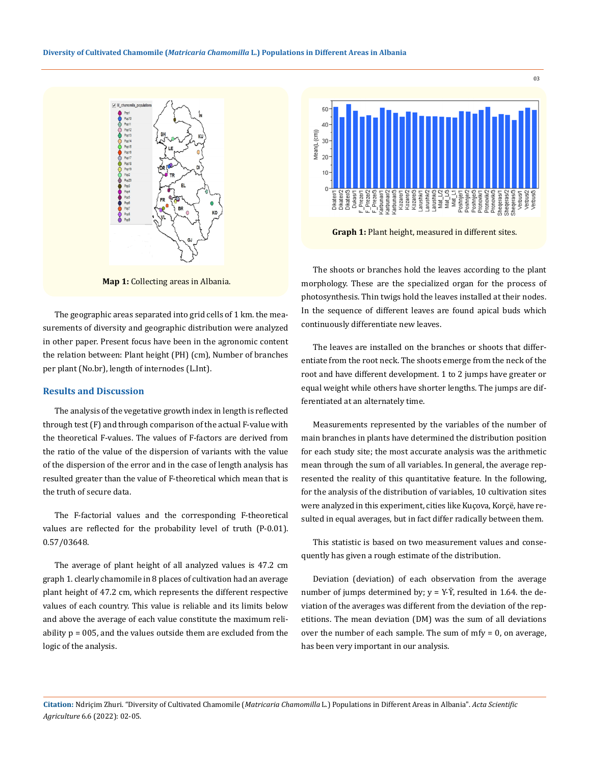Map 1: Collecting areas in Albania.

Graph 1: Plant height, measured in different sites.

The geographic areas separated into grid cells of 1 km. the measurements of diversity and geographic distribution were analyzed in other paper. Present focus have been in the agronomic content the relation between: Plant height (PH) (cm), Number of branches per plant (No.br), length of internodes (L.Int).

## Results and Discussion

The analysis of the vegetative growth index in length is reflected through test (F) and through comparison of the actual F-value with the theoretical F-values. The values of F-factors are derived from the ratio of the value of the dispersion of variants with the value of the dispersion of the error and in the case of length analysis has resulted greater than the value of F-theoretical which mean that is the truth of secure data.

The F-factorial values and the corresponding F-theoretical values are reflected for the probability level of truth (P-0.01). 0.57/03648.

The average of plant height of all analyzed values is 47.2 cm graph 1. clearly chamomile in 8 places of cultivation had an average plant height of 47.2 cm, which represents the different respective values of each country. This value is reliable and its limits below and above the average of each value constitute the maximum reliability p = 005, and the values outside them are excluded from the logic of the analysis.

The shoots or branches hold the leaves according to the plant morphology. These are the specialized organ for the process of photosynthesis. Thin twigs hold the leaves installed at their nodes. In the sequence of different leaves are found apical buds which continuously differentiate new leaves.

The leaves are installed on the branches or shoots that differentiate from the root neck. The shoots emerge from the neck of the root and have different development. 1 to 2 jumps have greater or equal weight while others have shorter lengths. The jumps are differentiated at an alternately time.

Measurements represented by the variables of the number of main branches in plants have determined the distribution position for each study site; the most accurate analysis was the arithmetic mean through the sum of all variables. In general, the average represented the reality of this quantitative feature. In the following, for the analysis of the distribution of variables, 10 cultivation sites were analyzed in this experiment, cities like Kuçova, Korçë, have resulted in equal averages, but in fact differ radically between them.

This statistic is based on two measurement values and consequently has given a rough estimate of the distribution.

Deviation (deviation) of each observation from the average number of jumps determined by; $y = Y-\bar{Y}$, resulted in 1.64. the deviation of the averages was different from the deviation of the repetitions. The mean deviation (DM) was the sum of all deviations over the number of each sample. The sum of mfy = 0, on average, has been very important in our analysis.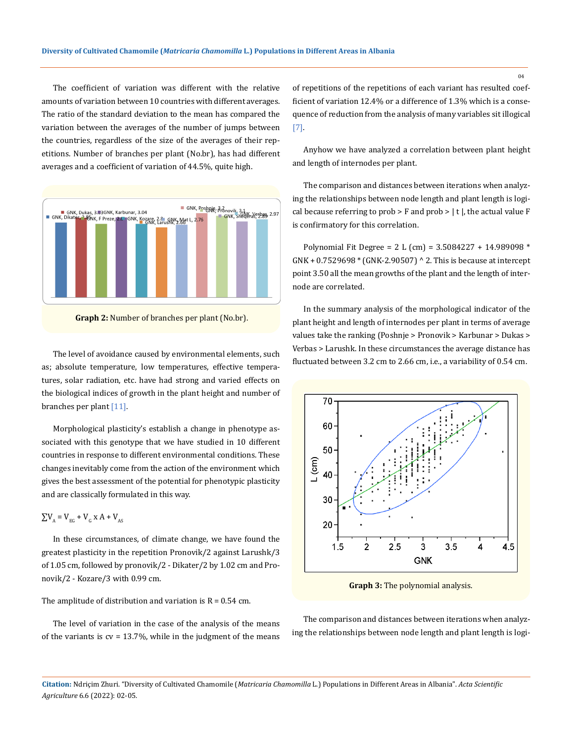The coefficient of variation was different with the relative amounts of variation between 10 countries with different averages. The ratio of the standard deviation to the mean has compared the variation between the averages of the number of jumps between the countries, regardless of the size of the averages of their repetitions. Number of branches per plant (No.br), has had different averages and a coefficient of variation of 44.5%, quite high.

**Graph 2:** Number of branches per plant (No.br).

The level of avoidance caused by environmental elements, such as; absolute temperature, low temperatures, effective temperatures, solar radiation, etc. have had strong and varied effects on the biological indices of growth in the plant height and number of branches per plant [11].

Morphological plasticity's establish a change in phenotype associated with this genotype that we have studied in 10 different countries in response to different environmental conditions. These changes inevitably come from the action of the environment which gives the best assessment of the potential for phenotypic plasticity and are classically formulated in this way.

$\sum V_A = V_{EG} + V_G \times A + V_{AS}$

In these circumstances, of climate change, we have found the greatest plasticity in the repetition Pronovik/2 against Larushk/3 of 1.05 cm, followed by pronovik/2 - Dikater/2 by 1.02 cm and Pronovik/2 - Kozare/3 with 0.99 cm.

The amplitude of distribution and variation is R = 0.54 cm.

The level of variation in the case of the analysis of the means of the variants is cv = 13.7%, while in the judgment of the means of repetitions of the repetitions of each variant has resulted coefficient of variation 12.4% or a difference of 1.3% which is a consequence of reduction from the analysis of many variables sit illogical [7].

Anyhow we have analyzed a correlation between plant height and length of internodes per plant.

The comparison and distances between iterations when analyzing the relationships between node length and plant length is logical because referring to prob > F and prob > | t |, the actual value F is confirmatory for this correlation.

Polynomial Fit Degree = 2 L (cm) = 3.5084227 + 14.989098 * GNK + 0.7529698 * (GNK-2.90507) ^ 2. This is because at intercept point 3.50 all the mean growths of the plant and the length of internode are correlated.

In the summary analysis of the morphological indicator of the plant height and length of internodes per plant in terms of average values take the ranking (Poshnje > Pronovik > Karbunar > Dukas > Verbas > Larushk. In these circumstances the average distance has fluctuated between 3.2 cm to 2.66 cm, i.e., a variability of 0.54 cm.

**Graph 3:** The polynomial analysis.

The comparison and distances between iterations when analyzing the relationships between node length and plant length is logi-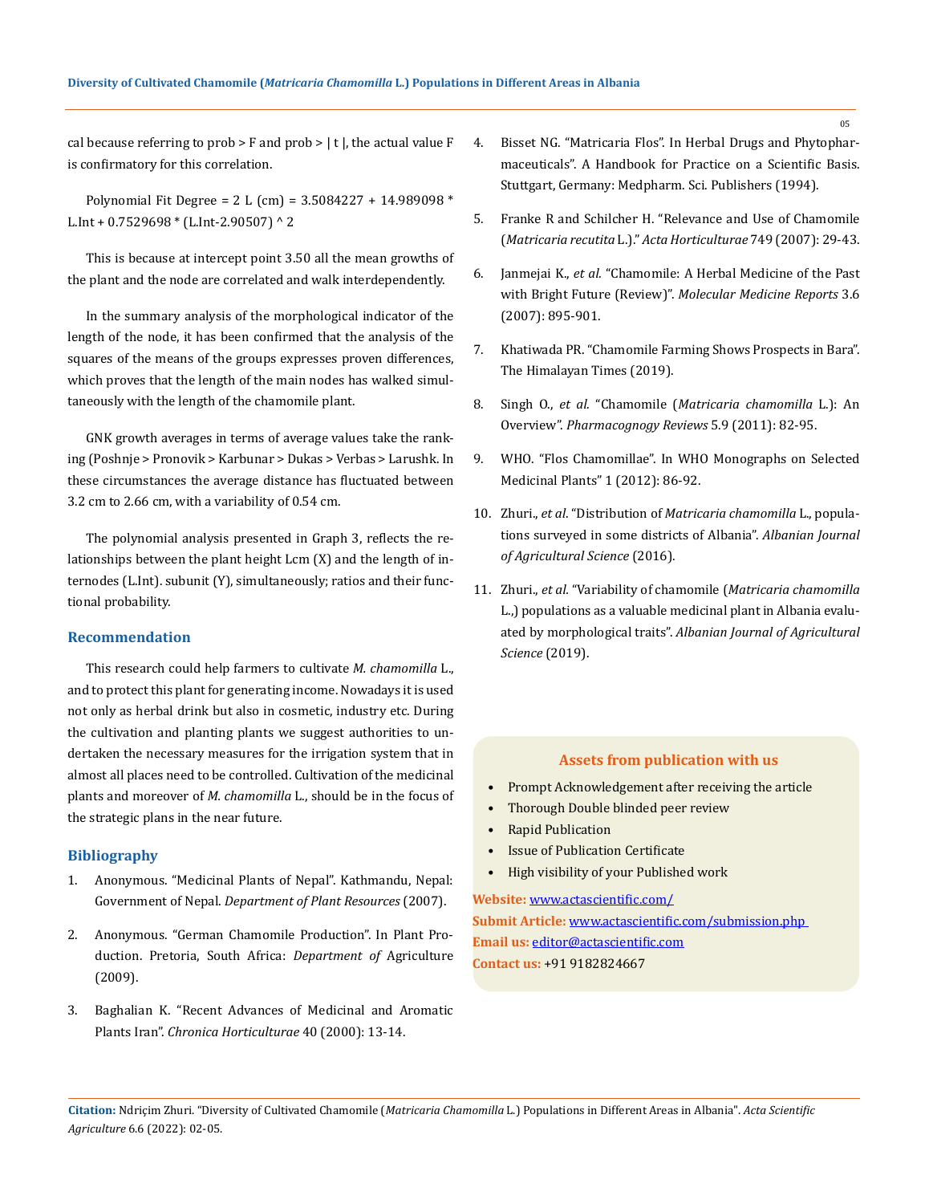cal because referring to prob > F and prob > | t |, the actual value F is confirmatory for this correlation.

Polynomial Fit Degree = 2 L (cm) = 3.5084227 + 14.989098 * L.Int + 0.7529698 * (L.Int-2.90507) ^ 2

This is because at intercept point 3.50 all the mean growths of the plant and the node are correlated and walk interdependently.

In the summary analysis of the morphological indicator of the length of the node, it has been confirmed that the analysis of the squares of the means of the groups expresses proven differences, which proves that the length of the main nodes has walked simultaneously with the length of the chamomile plant.

GNK growth averages in terms of average values take the ranking (Poshnje > Pronovik > Karbunar > Dukas > Verbas > Larushk. In these circumstances the average distance has fluctuated between 3.2 cm to 2.66 cm, with a variability of 0.54 cm.

The polynomial analysis presented in Graph 3, reflects the relationships between the plant height Lcm (X) and the length of internodes (L.Int). subunit (Y), simultaneously; ratios and their functional probability.

## Recommendation

This research could help farmers to cultivate *M. chamomilla* L., and to protect this plant for generating income. Nowadays it is used not only as herbal drink but also in cosmetic, industry etc. During the cultivation and planting plants we suggest authorities to undertaken the necessary measures for the irrigation system that in almost all places need to be controlled. Cultivation of the medicinal plants and moreover of *M. chamomilla* L., should be in the focus of the strategic plans in the near future.

## Bibliography

1. Anonymous. "Medicinal Plants of Nepal". Kathmandu, Nepal: Government of Nepal. *Department of Plant Resources* (2007).
2. Anonymous. "German Chamomile Production". In Plant Production. Pretoria, South Africa: *Department of* Agriculture (2009).
3. Baghalian K. "Recent Advances of Medicinal and Aromatic Plants Iran". *Chronica Horticulturae* 40 (2000): 13-14.
4. Bisset NG. "Matricaria Flos". In Herbal Drugs and Phytopharmaceuticals". A Handbook for Practice on a Scientific Basis. Stuttgart, Germany: Medpharm. Sci. Publishers (1994).
5. Franke R and Schilcher H. "Relevance and Use of Chamomile (*Matricaria recutita* L.)." *Acta Horticulturae* 749 (2007): 29-43.
6. Janmejai K., *et al.* "Chamomile: A Herbal Medicine of the Past with Bright Future (Review)". *Molecular Medicine Reports* 3.6 (2007): 895-901.
7. Khatiwada PR. "Chamomile Farming Shows Prospects in Bara". The Himalayan Times (2019).
8. Singh O., *et al.* "Chamomile (*Matricaria chamomilla* L.): An Overview". *Pharmacognosy Reviews* 5.9 (2011): 82-95.
9. WHO. "Flos Chamomillae". In WHO Monographs on Selected Medicinal Plants" 1 (2012): 86-92.
10. Zhuri., *et al.* "Distribution of *Matricaria chamomilla* L., populations surveyed in some districts of Albania". *Albanian Journal of Agricultural Science* (2016).
11. Zhuri., *et al.* "Variability of chamomile (*Matricaria chamomilla* L.,) populations as a valuable medicinal plant in Albania evaluated by morphological traits". *Albanian Journal of Agricultural Science* (2019).

**Assets from publication with us**

- Prompt Acknowledgement after receiving the article
- Thorough Double blinded peer review
- Rapid Publication
- Issue of Publication Certificate
- High visibility of your Published work

**Website:** www.actascientific.com/
**Submit Article:** www.actascientific.com/submission.php
**Email us:** editor@actascientific.com
**Contact us:** +91 9182824667